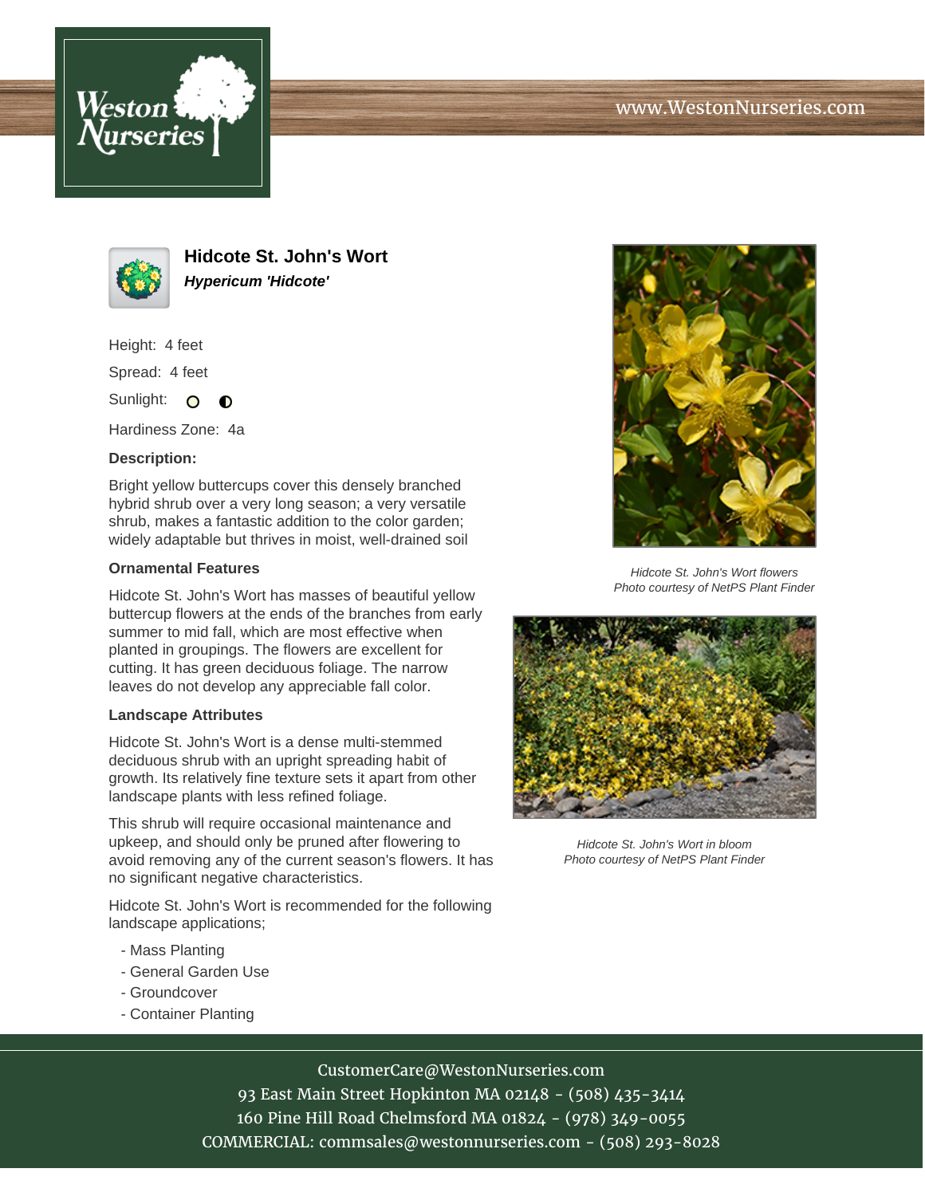# Hidcote St. John's Wort

***Hypericum 'Hidcote'***

Height: 4 feet

Spread: 4 feet

Sunlight:

Hardiness Zone: 4a

**Description:**

Bright yellow buttercups cover this densely branched hybrid shrub over a very long season; a very versatile shrub, makes a fantastic addition to the color garden; widely adaptable but thrives in moist, well-drained soil

### Ornamental Features

Hidcote St. John's Wort has masses of beautiful yellow buttercup flowers at the ends of the branches from early summer to mid fall, which are most effective when planted in groupings. The flowers are excellent for cutting. It has green deciduous foliage. The narrow leaves do not develop any appreciable fall color.

### Landscape Attributes

Hidcote St. John's Wort is a dense multi-stemmed deciduous shrub with an upright spreading habit of growth. Its relatively fine texture sets it apart from other landscape plants with less refined foliage.

This shrub will require occasional maintenance and upkeep, and should only be pruned after flowering to avoid removing any of the current season's flowers. It has no significant negative characteristics.

Hidcote St. John's Wort is recommended for the following landscape applications;

- Mass Planting
- General Garden Use
- Groundcover
- Container Planting

*Hidcote St. John's Wort flowers*
*Photo courtesy of NetPS Plant Finder*

*Hidcote St. John's Wort in bloom*
*Photo courtesy of NetPS Plant Finder*

CustomerCare@WestonNurseries.com
93 East Main Street Hopkinton MA 02148 - (508) 435-3414
160 Pine Hill Road Chelmsford MA 01824 - (978) 349-0055
COMMERCIAL: commsales@westonnurseries.com - (508) 293-8028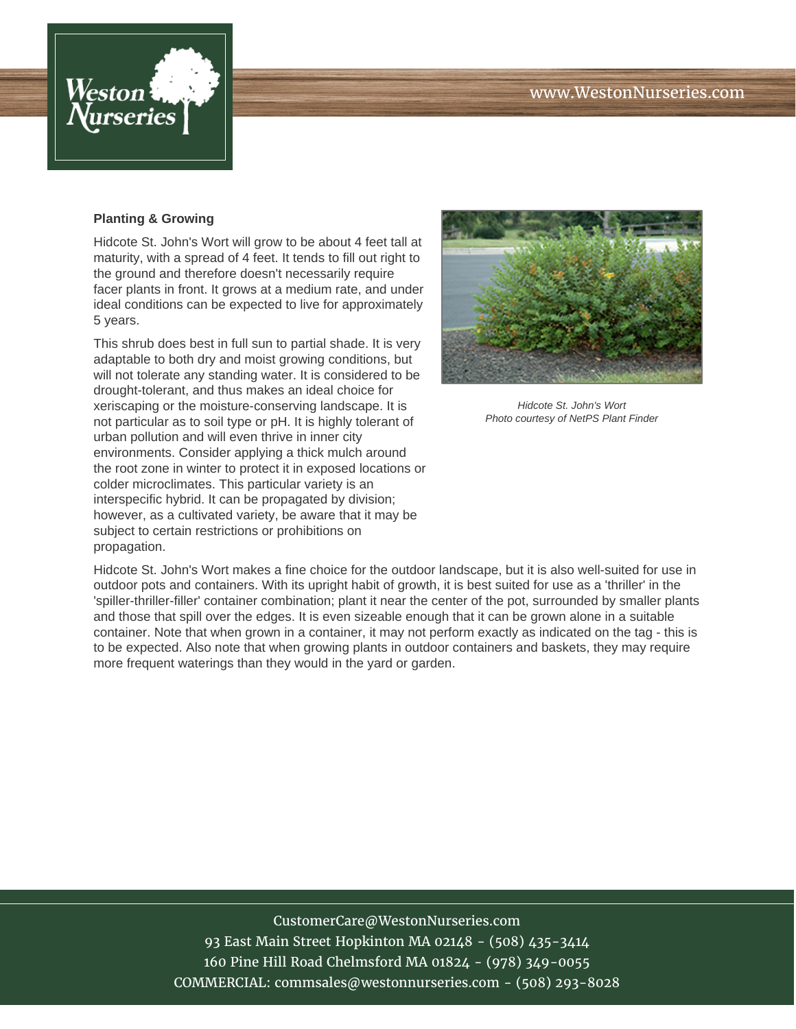## Planting & Growing

Hidcote St. John's Wort will grow to be about 4 feet tall at maturity, with a spread of 4 feet. It tends to fill out right to the ground and therefore doesn't necessarily require facer plants in front. It grows at a medium rate, and under ideal conditions can be expected to live for approximately 5 years.

This shrub does best in full sun to partial shade. It is very adaptable to both dry and moist growing conditions, but will not tolerate any standing water. It is considered to be drought-tolerant, and thus makes an ideal choice for xeriscaping or the moisture-conserving landscape. It is not particular as to soil type or pH. It is highly tolerant of urban pollution and will even thrive in inner city environments. Consider applying a thick mulch around the root zone in winter to protect it in exposed locations or colder microclimates. This particular variety is an interspecific hybrid. It can be propagated by division; however, as a cultivated variety, be aware that it may be subject to certain restrictions or prohibitions on propagation.

*Hidcote St. John's Wort*
*Photo courtesy of NetPS Plant Finder*

Hidcote St. John's Wort makes a fine choice for the outdoor landscape, but it is also well-suited for use in outdoor pots and containers. With its upright habit of growth, it is best suited for use as a 'thriller' in the 'spiller-thriller-filler' container combination; plant it near the center of the pot, surrounded by smaller plants and those that spill over the edges. It is even sizeable enough that it can be grown alone in a suitable container. Note that when grown in a container, it may not perform exactly as indicated on the tag - this is to be expected. Also note that when growing plants in outdoor containers and baskets, they may require more frequent waterings than they would in the yard or garden.